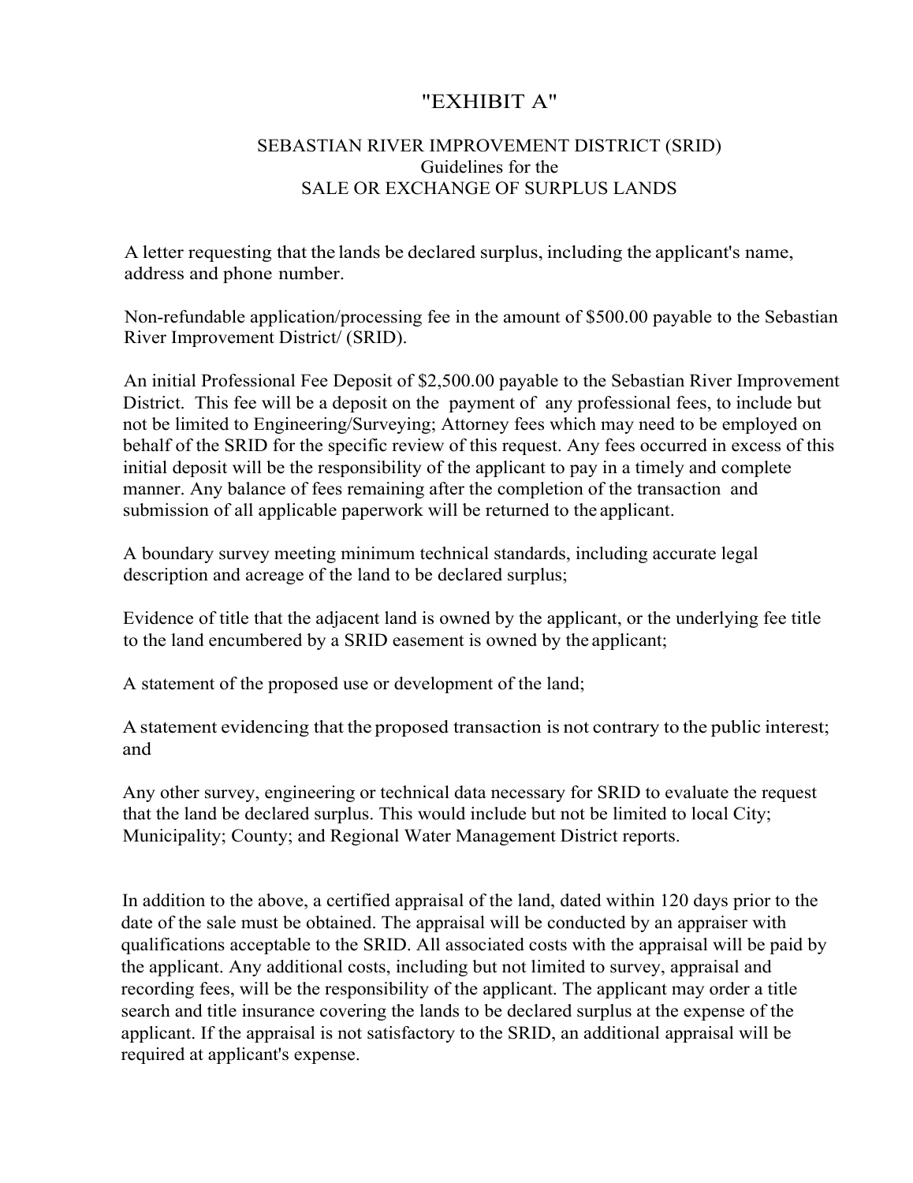# "EXHIBIT A"

## SEBASTIAN RIVER IMPROVEMENT DISTRICT (SRID)
## Guidelines for the
## SALE OR EXCHANGE OF SURPLUS LANDS

A letter requesting that the lands be declared surplus, including the applicant's name, address and phone number.

Non-refundable application/processing fee in the amount of $500.00 payable to the Sebastian River Improvement District/ (SRID).

An initial Professional Fee Deposit of $2,500.00 payable to the Sebastian River Improvement District. This fee will be a deposit on the payment of any professional fees, to include but not be limited to Engineering/Surveying; Attorney fees which may need to be employed on behalf of the SRID for the specific review of this request. Any fees occurred in excess of this initial deposit will be the responsibility of the applicant to pay in a timely and complete manner. Any balance of fees remaining after the completion of the transaction and submission of all applicable paperwork will be returned to the applicant.

A boundary survey meeting minimum technical standards, including accurate legal description and acreage of the land to be declared surplus;

Evidence of title that the adjacent land is owned by the applicant, or the underlying fee title to the land encumbered by a SRID easement is owned by the applicant;

A statement of the proposed use or development of the land;

A statement evidencing that the proposed transaction is not contrary to the public interest; and

Any other survey, engineering or technical data necessary for SRID to evaluate the request that the land be declared surplus. This would include but not be limited to local City; Municipality; County; and Regional Water Management District reports.

In addition to the above, a certified appraisal of the land, dated within 120 days prior to the date of the sale must be obtained. The appraisal will be conducted by an appraiser with qualifications acceptable to the SRID. All associated costs with the appraisal will be paid by the applicant. Any additional costs, including but not limited to survey, appraisal and recording fees, will be the responsibility of the applicant. The applicant may order a title search and title insurance covering the lands to be declared surplus at the expense of the applicant. If the appraisal is not satisfactory to the SRID, an additional appraisal will be required at applicant's expense.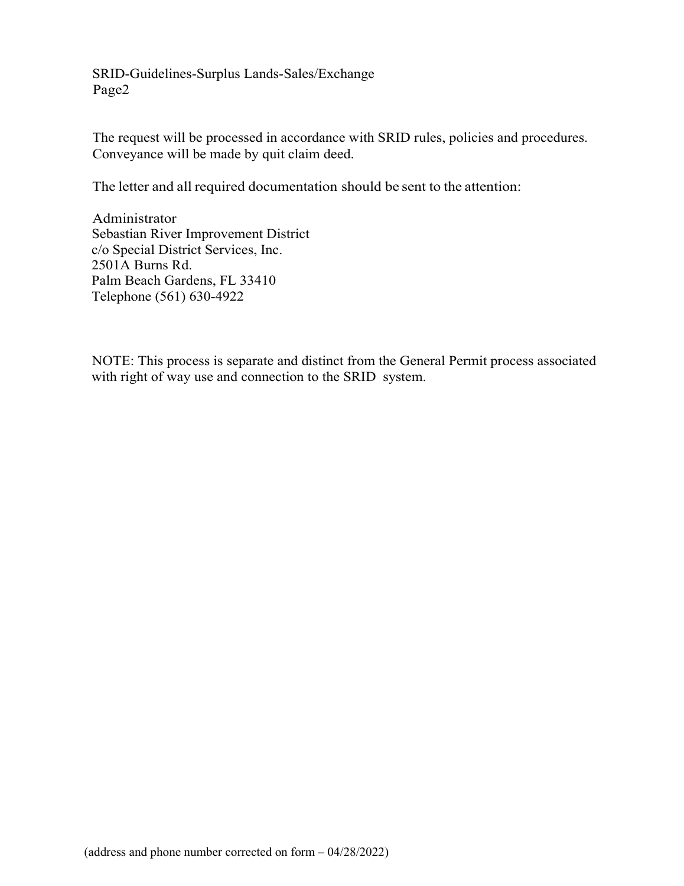The request will be processed in accordance with SRID rules, policies and procedures. Conveyance will be made by quit claim deed.

The letter and all required documentation should be sent to the attention:

Administrator
Sebastian River Improvement District
c/o Special District Services, Inc.
2501A Burns Rd.
Palm Beach Gardens, FL 33410
Telephone (561) 630-4922

NOTE: This process is separate and distinct from the General Permit process associated with right of way use and connection to the SRID system.

(address and phone number corrected on form – 04/28/2022)